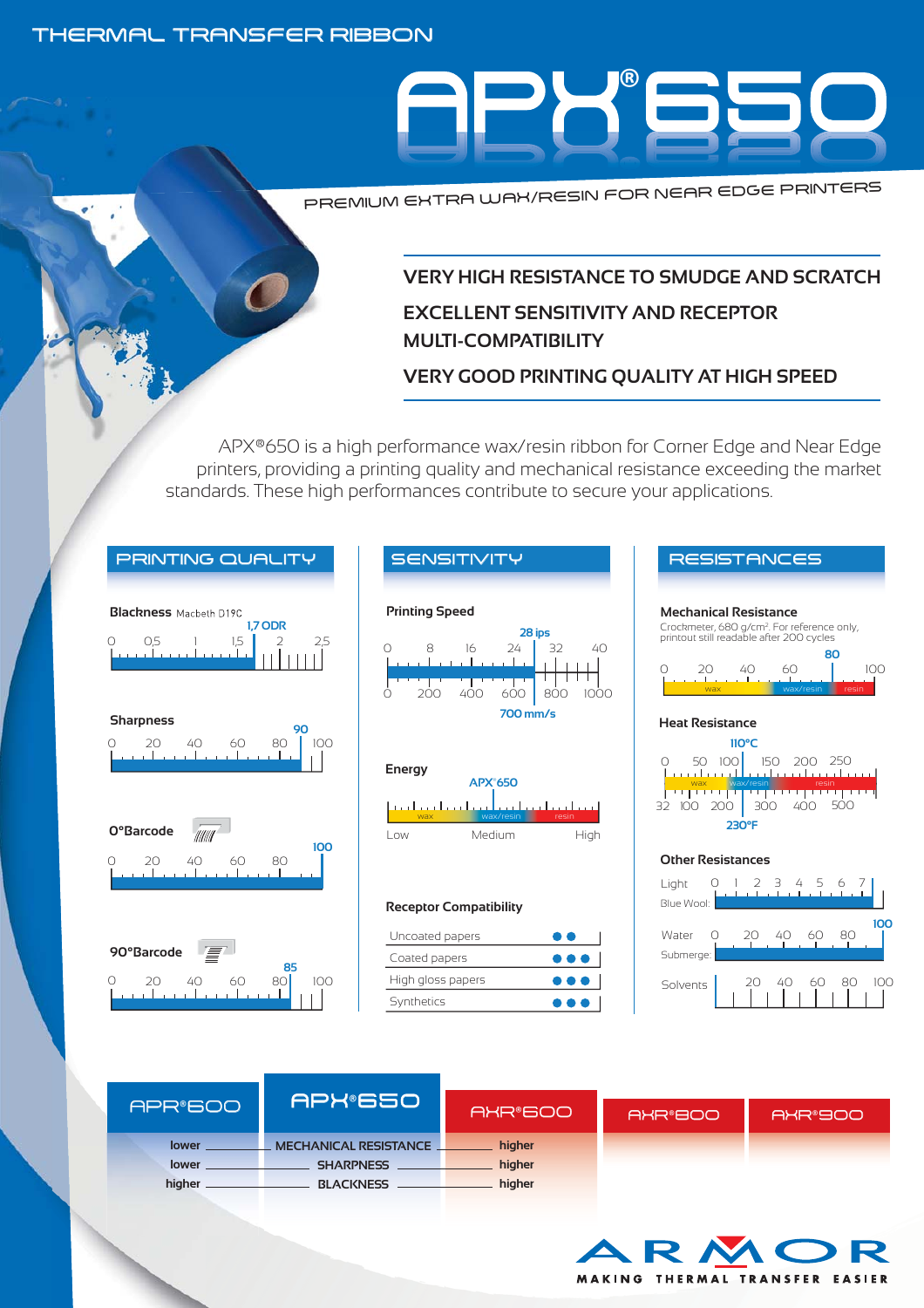THERMAL TRANSFER RIBBON

# APX®650

PREMIUM EXTRA WAX/RESIN FOR NEAR EDGE PRINTERS

**VERY HIGH RESISTANCE TO SMUDGE AND SCRATCH**

**EXCELLENT SENSITIVITY AND RECEPTOR MULTI-COMPATIBILITY**

**VERY GOOD PRINTING QUALITY AT HIGH SPEED**

APX®650 is a high performance wax/resin ribbon for Corner Edge and Near Edge printers, providing a printing quality and mechanical resistance exceeding the market standards. These high performances contribute to secure your applications.

## PRINTING QUALITY

**Blackness** Macbeth D19C

Scale: 0 – 0,5 – 1 – 1,5 – 2 – 2,5 — **1,7 ODR**

**Sharpness**

Scale: 0 – 20 – 40 – 60 – 80 – 100 — **90**

**0°Barcode**

Scale: 0 – 20 – 40 – 60 – 80 — **100**

**90°Barcode**

Scale: 0 – 20 – 40 – 60 – 80 – 100 — **85**

## SENSITIVITY

**Printing Speed**

Scale (ips): 0 – 8 – 16 – 24 – 32 – 40 — **28 ips**

Scale (mm/s): 0 – 200 – 400 – 600 – 800 – 1000 — **700 mm/s**

**Energy**

Low – Medium – High (wax / wax/resin / resin) — **APX®650**

**Receptor Compatibility**

| Receptor | Compatibility |
|---|---|
| Uncoated papers | ●● |
| Coated papers | ●●● |
| High gloss papers | ●●● |
| Synthetics | ●●● |

## RESISTANCES

**Mechanical Resistance**

Crockmeter, 680 g/cm². For reference only, printout still readable after 200 cycles

Scale: 0 – 20 – 40 – 60 – 100 (wax / wax/resin / resin) — **80**

**Heat Resistance**

Scale (°C): 0 – 50 – 100 – 150 – 200 – 250 — **110°C**

Scale (°F): 32 – 100 – 200 – 300 – 400 – 500 — **230°F**

**Other Resistances**

Light (Blue Wool): 0 – 1 – 2 – 3 – 4 – 5 – 6 – 7

Water (Submerge): 0 – 20 – 40 – 60 – 80 — **100**

Solvents: 20 – 40 – 60 – 80 – 100

| APR®600 | APX®650 | AXR®600 | AXR®800 | AXR®900 |
|---|---|---|---|---|
| lower | MECHANICAL RESISTANCE | higher | | |
| lower | SHARPNESS | higher | | |
| higher | BLACKNESS | higher | | |

ARMOR — MAKING THERMAL TRANSFER EASIER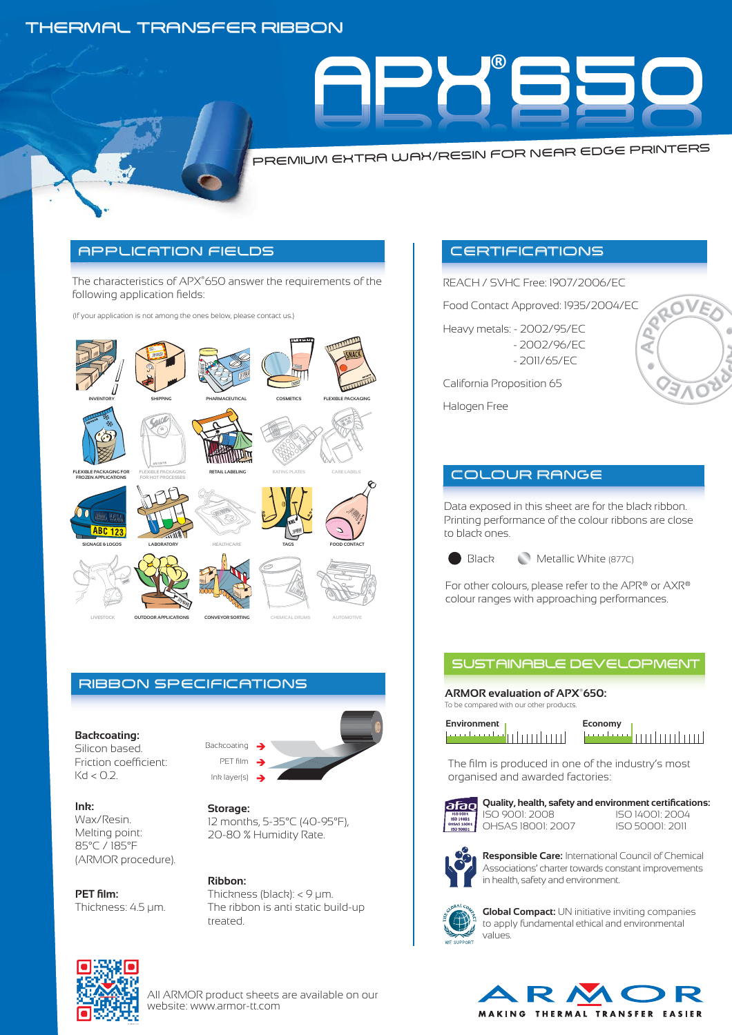# THERMAL TRANSFER RIBBON

# APX® 650

PREMIUM EXTRA WAX/RESIN FOR NEAR EDGE PRINTERS

## APPLICATION FIELDS

The characteristics of APX®650 answer the requirements of the following application fields:

(If your application is not among the ones below, please contact us.)

INVENTORY
SHIPPING
PHARMACEUTICAL
COSMETICS
FLEXIBLE PACKAGING
FLEXIBLE PACKAGING FOR FROZEN APPLICATIONS
FLEXIBLE PACKAGING FOR HOT PROCESSES
RETAIL LABELING
RATING PLATES
CARE LABELS
SIGNAGE & LOGOS
LABORATORY
HEALTHCARE
TAGS
FOOD CONTACT
LIVESTOCK
OUTDOOR APPLICATIONS
CONVEYOR SORTING
CHEMICAL DRUMS
AUTOMOTIVE

## RIBBON SPECIFICATIONS

Backcoating
PET film
Ink layer(s)

**Backcoating:**
Silicon based.
Friction coefficient:
Kd < 0.2.

**Ink:**
Wax/Resin.
Melting point:
85°C / 185°F
(ARMOR procedure).

**PET film:**
Thickness: 4.5 µm.

**Storage:**
12 months, 5-35°C (40-95°F),
20-80 % Humidity Rate.

**Ribbon:**
Thickness (black): < 9 µm.
The ribbon is anti static build-up treated.

## CERTIFICATIONS

REACH / SVHC Free: 1907/2006/EC

Food Contact Approved: 1935/2004/EC

Heavy metals: - 2002/95/EC
- 2002/96/EC
- 2011/65/EC

California Proposition 65

Halogen Free

## COLOUR RANGE

Data exposed in this sheet are for the black ribbon. Printing performance of the colour ribbons are close to black ones.

- Black
- Metallic White (877C)

For other colours, please refer to the APR® or AXR® colour ranges with approaching performances.

## SUSTAINABLE DEVELOPMENT

**ARMOR evaluation of APX®650:**
To be compared with our other products.

Environment
Economy

The film is produced in one of the industry's most organised and awarded factories:

**Quality, health, safety and environment certifications:**
ISO 9001: 2008
ISO 14001: 2004
OHSAS 18001: 2007
ISO 50001: 2011

**Responsible Care:** International Council of Chemical Associations' charter towards constant improvements in health, safety and environment.

**Global Compact:** UN initiative inviting companies to apply fundamental ethical and environmental values.

All ARMOR product sheets are available on our website: www.armor-tt.com

ARMOR
MAKING THERMAL TRANSFER EASIER